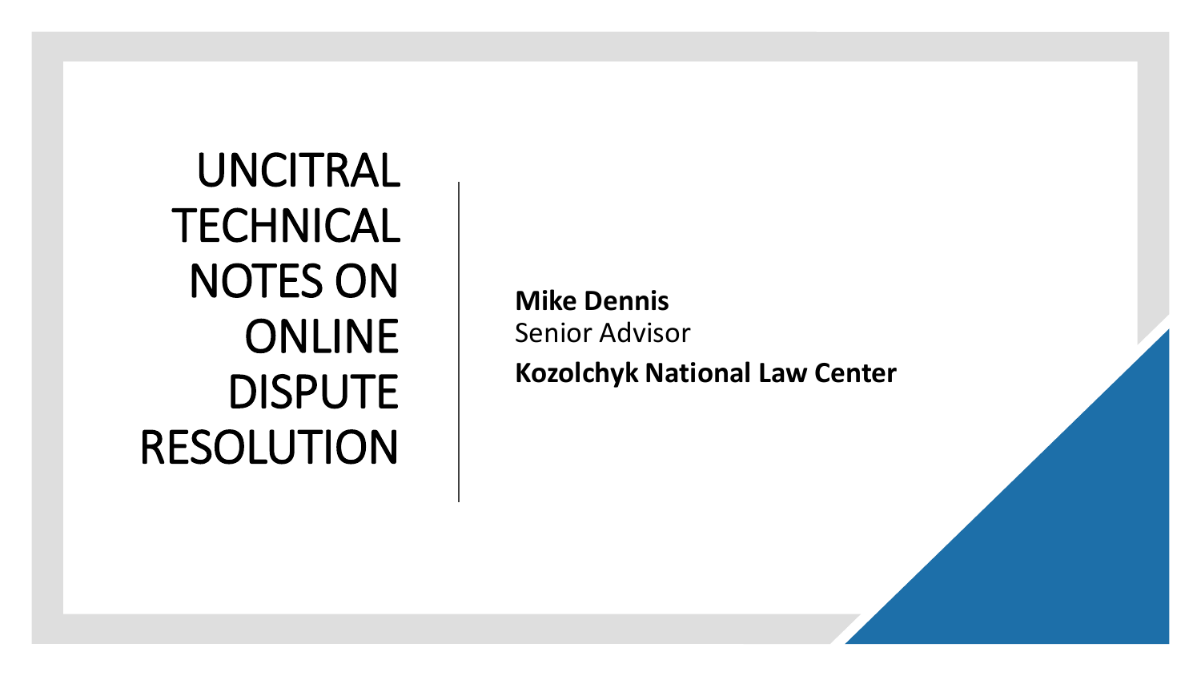# UNCITRAL TECHNICAL NOTES ON ONLINE DISPUTE RESOLUTION

**Mike Dennis**
Senior Advisor
**Kozolchyk National Law Center**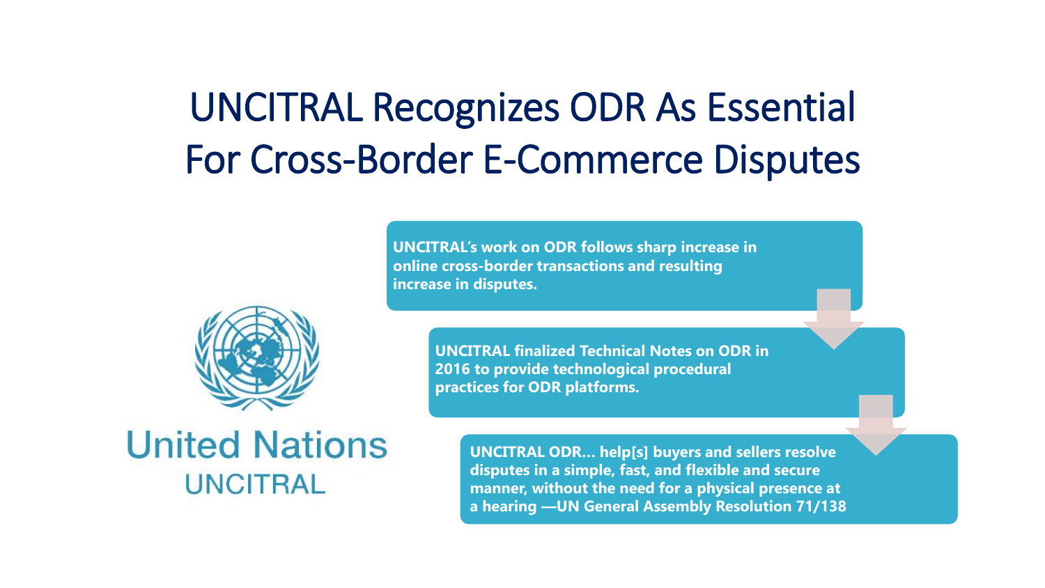# UNCITRAL Recognizes ODR As Essential For Cross-Border E-Commerce Disputes

United Nations
UNCITRAL

- **UNCITRAL's work on ODR follows sharp increase in online cross-border transactions and resulting increase in disputes.**
- **UNCITRAL finalized Technical Notes on ODR in 2016 to provide technological procedural practices for ODR platforms.**
- **UNCITRAL ODR… help[s] buyers and sellers resolve disputes in a simple, fast, and flexible and secure manner, without the need for a physical presence at a hearing —UN General Assembly Resolution 71/138**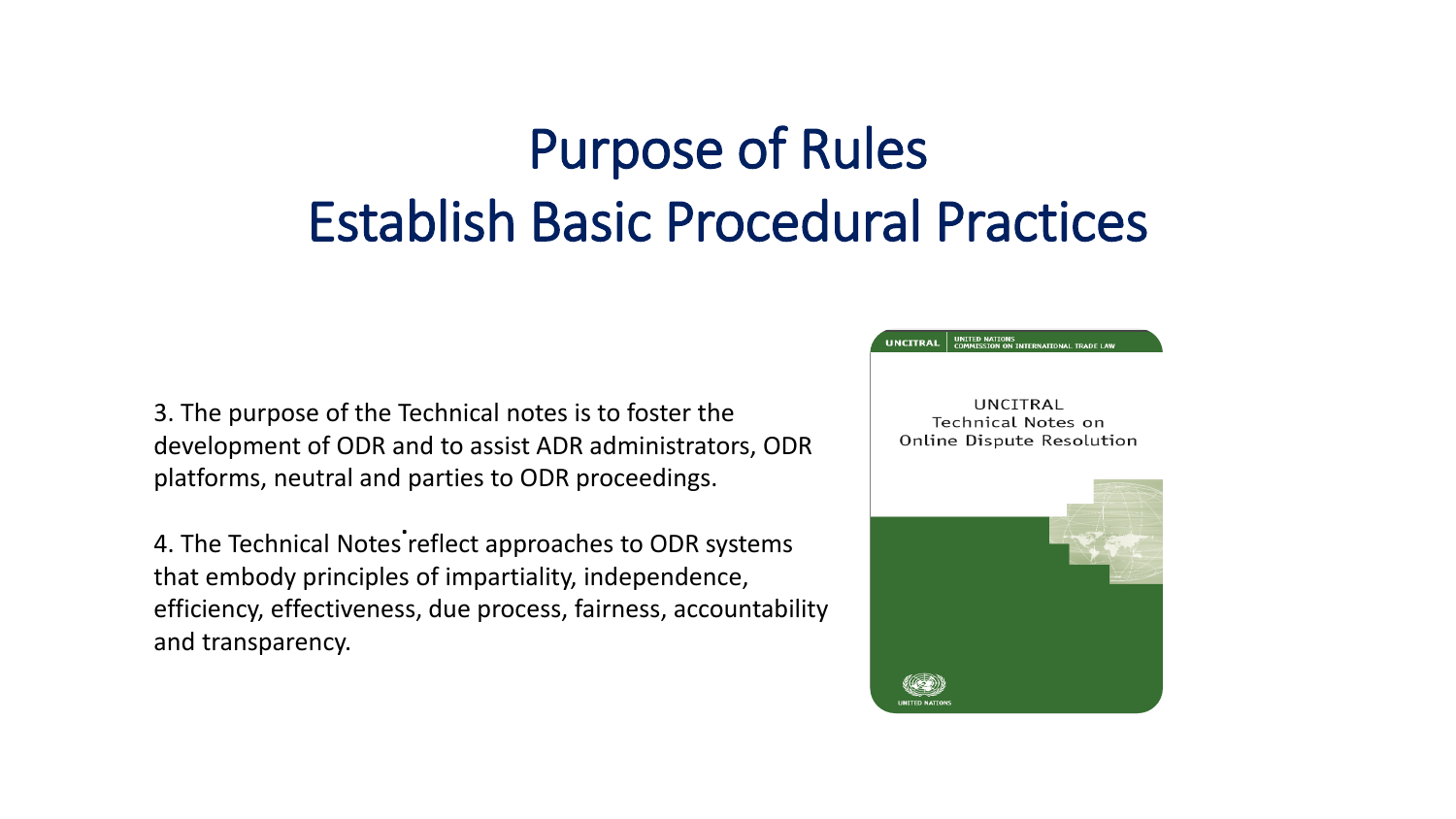# Purpose of Rules
# Establish Basic Procedural Practices

3. The purpose of the Technical notes is to foster the development of ODR and to assist ADR administrators, ODR platforms, neutral and parties to ODR proceedings.

4. The Technical Notes reflect approaches to ODR systems that embody principles of impartiality, independence, efficiency, effectiveness, due process, fairness, accountability and transparency.

UNCITRAL | UNITED NATIONS COMMISSION ON INTERNATIONAL TRADE LAW

UNCITRAL
Technical Notes on
Online Dispute Resolution

UNITED NATIONS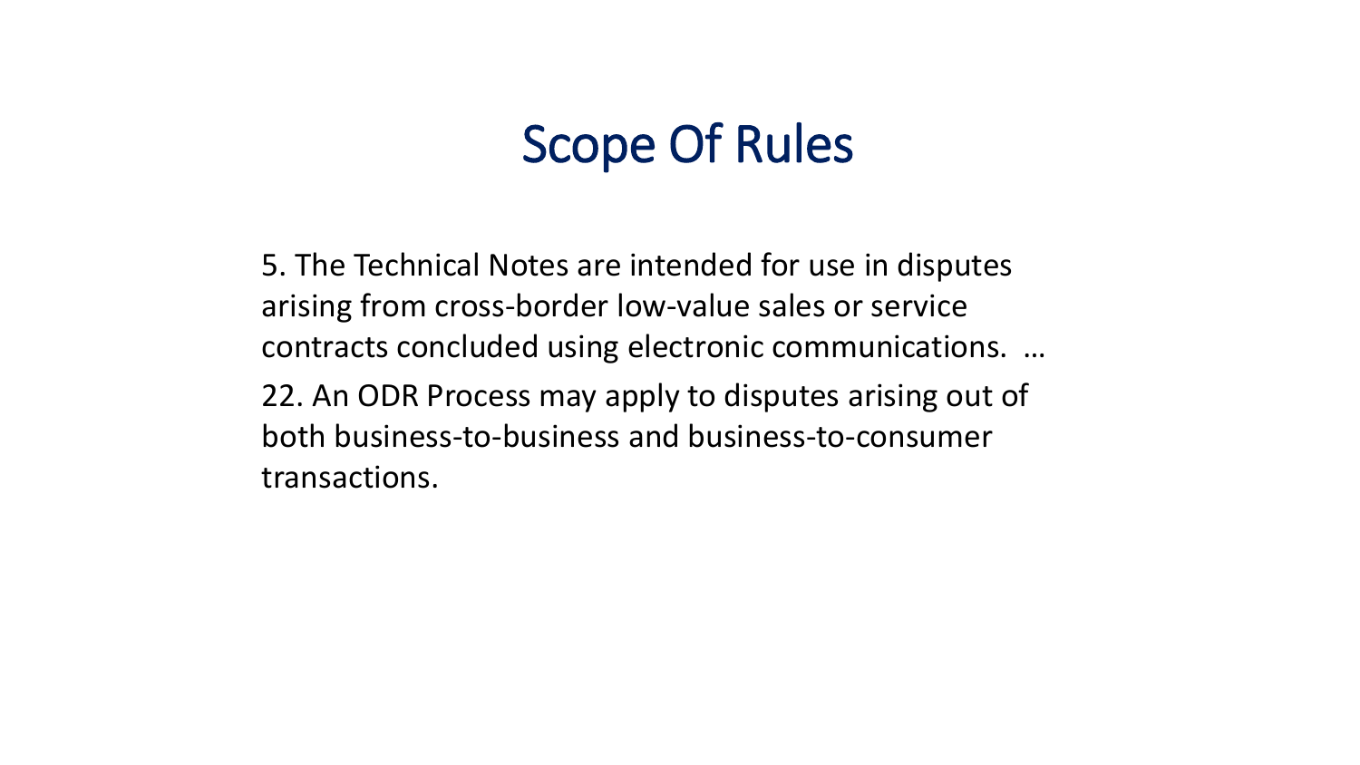# Scope Of Rules

5. The Technical Notes are intended for use in disputes arising from cross-border low-value sales or service contracts concluded using electronic communications. …

22. An ODR Process may apply to disputes arising out of both business-to-business and business-to-consumer transactions.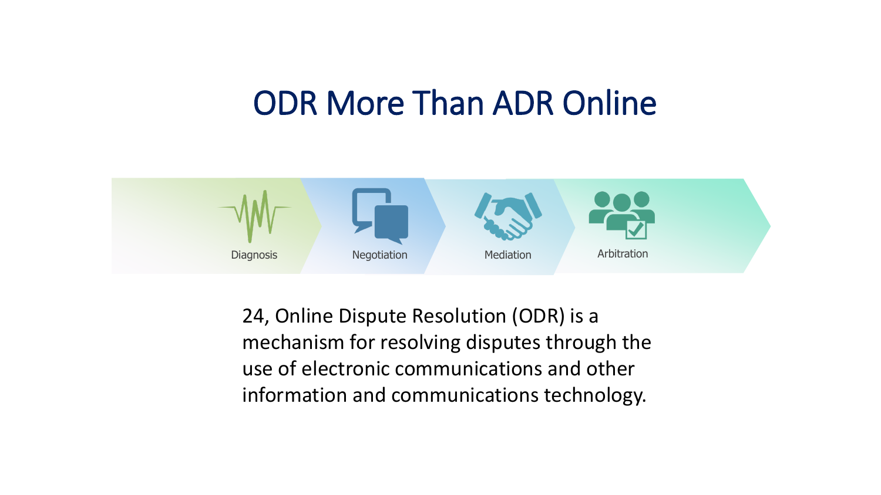# ODR More Than ADR Online

Diagnosis → Negotiation → Mediation → Arbitration

24, Online Dispute Resolution (ODR) is a mechanism for resolving disputes through the use of electronic communications and other information and communications technology.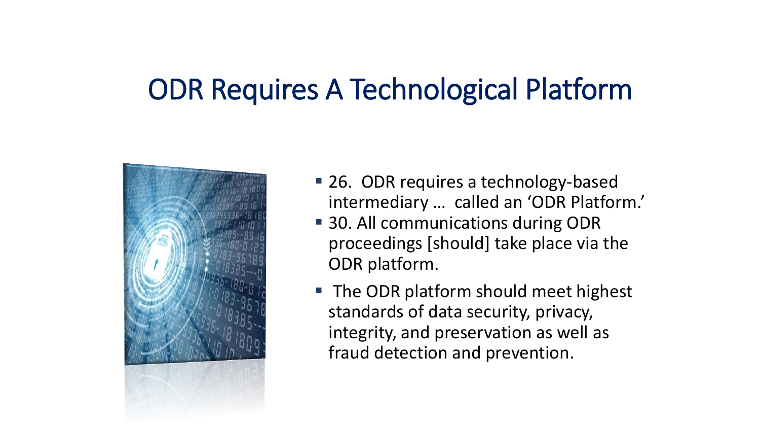# ODR Requires A Technological Platform

- 26. ODR requires a technology-based intermediary … called an 'ODR Platform.'
- 30. All communications during ODR proceedings [should] take place via the ODR platform.
- The ODR platform should meet highest standards of data security, privacy, integrity, and preservation as well as fraud detection and prevention.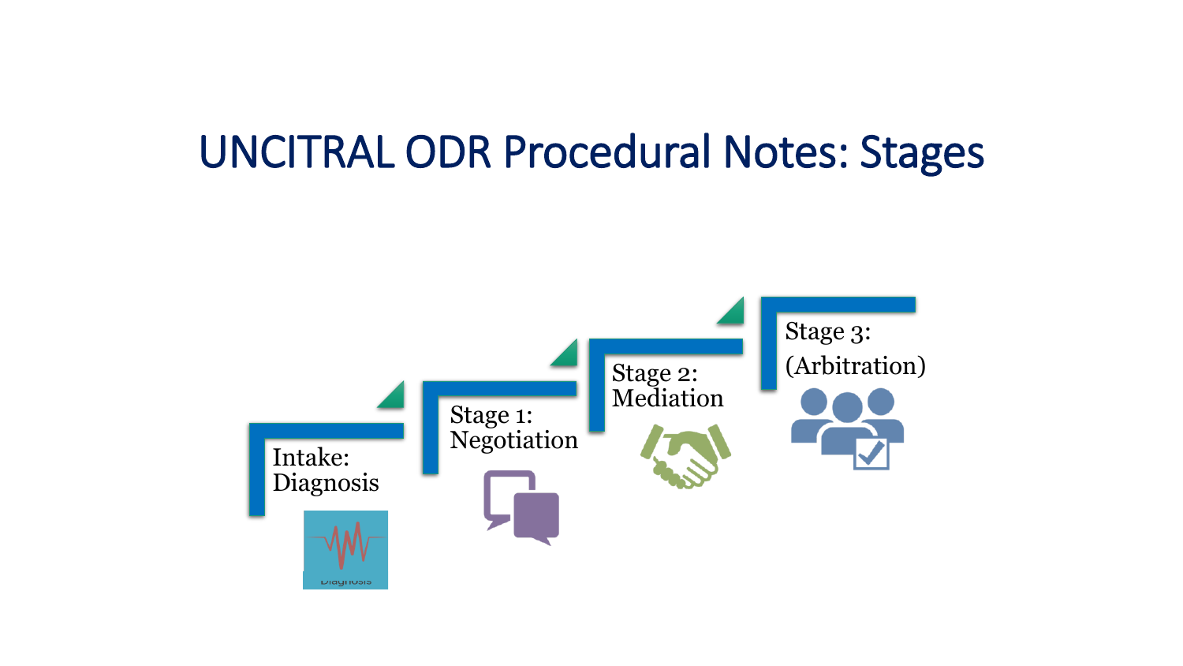# UNCITRAL ODR Procedural Notes: Stages

Intake: Diagnosis

Stage 1: Negotiation

Stage 2: Mediation

Stage 3: (Arbitration)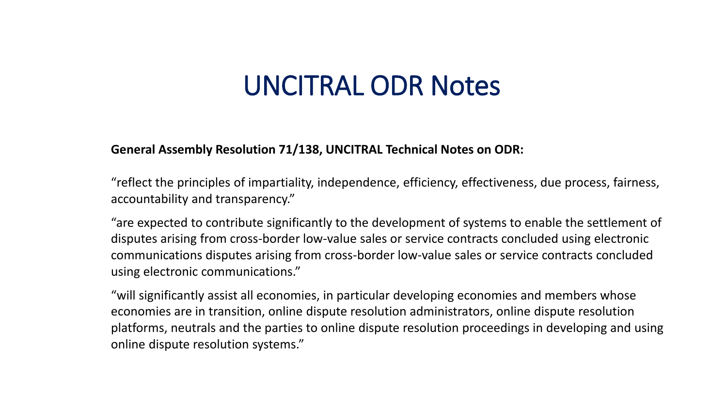# UNCITRAL ODR Notes

**General Assembly Resolution 71/138, UNCITRAL Technical Notes on ODR:**

“reflect the principles of impartiality, independence, efficiency, effectiveness, due process, fairness, accountability and transparency.”

“are expected to contribute significantly to the development of systems to enable the settlement of disputes arising from cross-border low-value sales or service contracts concluded using electronic communications disputes arising from cross-border low-value sales or service contracts concluded using electronic communications.”

“will significantly assist all economies, in particular developing economies and members whose economies are in transition, online dispute resolution administrators, online dispute resolution platforms, neutrals and the parties to online dispute resolution proceedings in developing and using online dispute resolution systems.”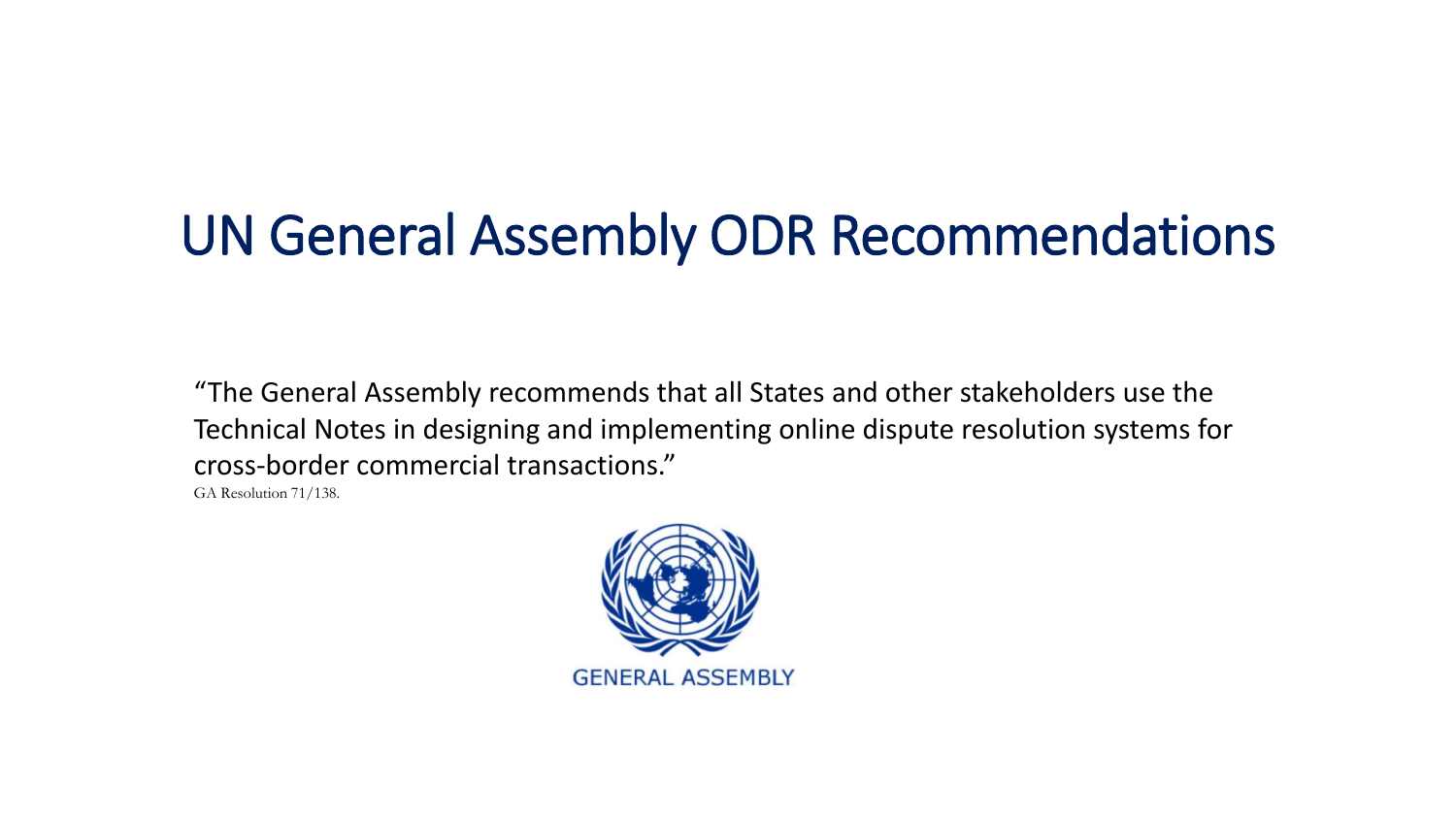# UN General Assembly ODR Recommendations

"The General Assembly recommends that all States and other stakeholders use the Technical Notes in designing and implementing online dispute resolution systems for cross-border commercial transactions."

GA Resolution 71/138.

GENERAL ASSEMBLY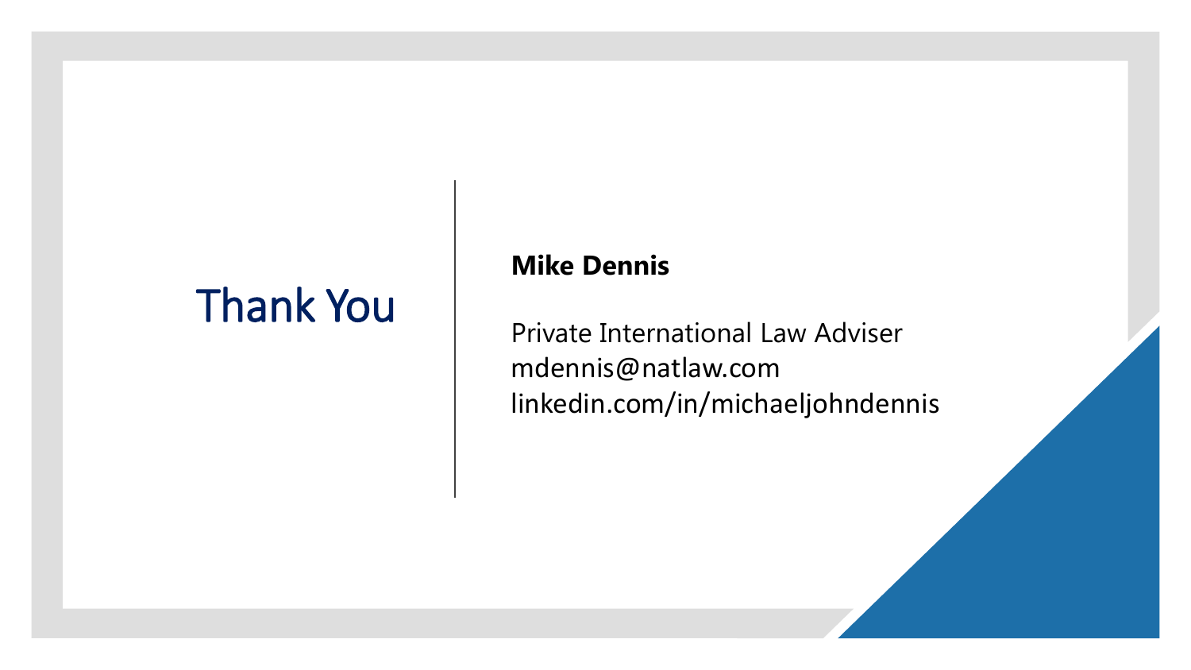# Thank You

**Mike Dennis**

Private International Law Adviser
mdennis@natlaw.com
linkedin.com/in/michaeljohndennis